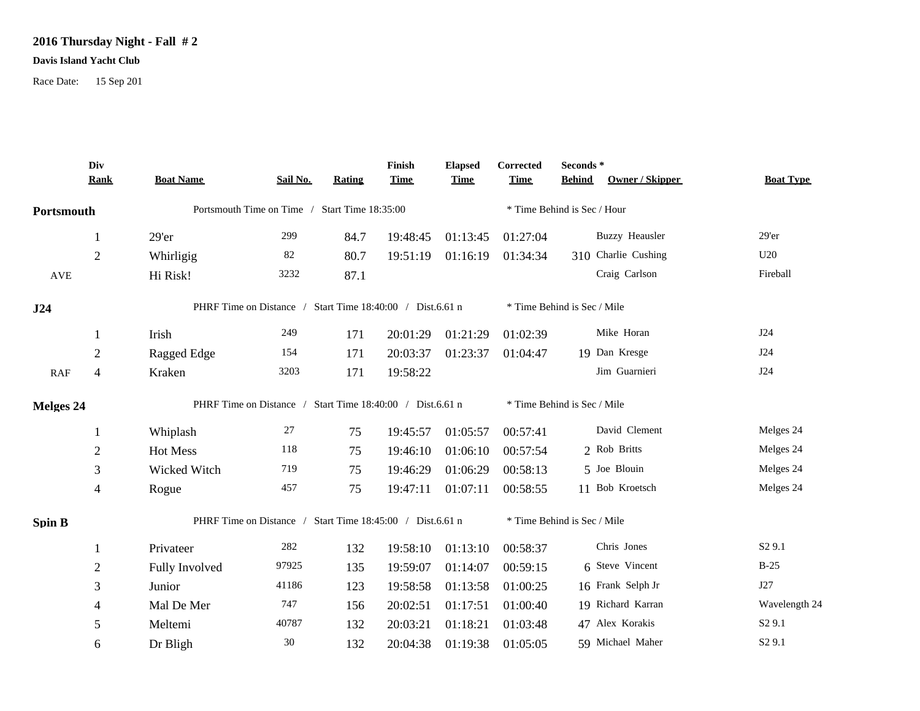**2016 Thursday Night - Fall # 2**

**Davis Island Yacht Club**

Race Date: 15 Sep 201

| | Div Rank | Boat Name | Sail No. | Rating | Finish Time | Elapsed Time | Corrected Time | Seconds * Behind | Owner / Skipper | Boat Type |
|---|---|---|---|---|---|---|---|---|---|---|
| **Portsmouth** | | Portsmouth Time on Time / Start Time 18:35:00 | | | | | * Time Behind is Sec / Hour | | | |
| | 1 | 29'er | 299 | 84.7 | 19:48:45 | 01:13:45 | 01:27:04 | | Buzzy Heausler | 29'er |
| | 2 | Whirligig | 82 | 80.7 | 19:51:19 | 01:16:19 | 01:34:34 | 310 | Charlie Cushing | U20 |
| AVE | | Hi Risk! | 3232 | 87.1 | | | | | Craig Carlson | Fireball |
| **J24** | | PHRF Time on Distance / Start Time 18:40:00 / Dist.6.61 n | | | | | * Time Behind is Sec / Mile | | | |
| | 1 | Irish | 249 | 171 | 20:01:29 | 01:21:29 | 01:02:39 | | Mike Horan | J24 |
| | 2 | Ragged Edge | 154 | 171 | 20:03:37 | 01:23:37 | 01:04:47 | 19 | Dan Kresge | J24 |
| RAF | 4 | Kraken | 3203 | 171 | 19:58:22 | | | | Jim Guarnieri | J24 |
| **Melges 24** | | PHRF Time on Distance / Start Time 18:40:00 / Dist.6.61 n | | | | | * Time Behind is Sec / Mile | | | |
| | 1 | Whiplash | 27 | 75 | 19:45:57 | 01:05:57 | 00:57:41 | | David Clement | Melges 24 |
| | 2 | Hot Mess | 118 | 75 | 19:46:10 | 01:06:10 | 00:57:54 | 2 | Rob Britts | Melges 24 |
| | 3 | Wicked Witch | 719 | 75 | 19:46:29 | 01:06:29 | 00:58:13 | 5 | Joe Blouin | Melges 24 |
| | 4 | Rogue | 457 | 75 | 19:47:11 | 01:07:11 | 00:58:55 | 11 | Bob Kroetsch | Melges 24 |
| **Spin B** | | PHRF Time on Distance / Start Time 18:45:00 / Dist.6.61 n | | | | | * Time Behind is Sec / Mile | | | |
| | 1 | Privateer | 282 | 132 | 19:58:10 | 01:13:10 | 00:58:37 | | Chris Jones | S2 9.1 |
| | 2 | Fully Involved | 97925 | 135 | 19:59:07 | 01:14:07 | 00:59:15 | 6 | Steve Vincent | B-25 |
| | 3 | Junior | 41186 | 123 | 19:58:58 | 01:13:58 | 01:00:25 | 16 | Frank Selph Jr | J27 |
| | 4 | Mal De Mer | 747 | 156 | 20:02:51 | 01:17:51 | 01:00:40 | 19 | Richard Karran | Wavelength 24 |
| | 5 | Meltemi | 40787 | 132 | 20:03:21 | 01:18:21 | 01:03:48 | 47 | Alex Korakis | S2 9.1 |
| | 6 | Dr Bligh | 30 | 132 | 20:04:38 | 01:19:38 | 01:05:05 | 59 | Michael Maher | S2 9.1 |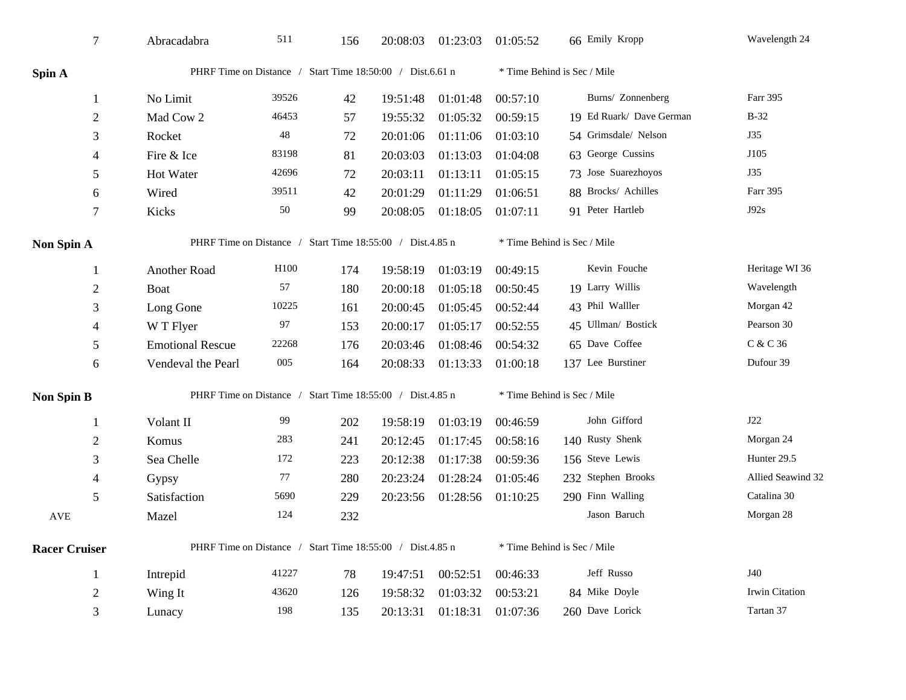| | | | | | | | | | |
|---|---|---|---|---|---|---|---|---|---|
| 7 | Abracadabra | 511 | 156 | 20:08:03 | 01:23:03 | 01:05:52 | 66 | Emily Kropp | Wavelength 24 |

**Spin A** PHRF Time on Distance / Start Time 18:50:00 / Dist.6.61 n * Time Behind is Sec / Mile

| | | | | | | | | | |
|---|---|---|---|---|---|---|---|---|---|
| 1 | No Limit | 39526 | 42 | 19:51:48 | 01:01:48 | 00:57:10 | | Burns/ Zonnenberg | Farr 395 |
| 2 | Mad Cow 2 | 46453 | 57 | 19:55:32 | 01:05:32 | 00:59:15 | 19 | Ed Ruark/ Dave German | B-32 |
| 3 | Rocket | 48 | 72 | 20:01:06 | 01:11:06 | 01:03:10 | 54 | Grimsdale/ Nelson | J35 |
| 4 | Fire & Ice | 83198 | 81 | 20:03:03 | 01:13:03 | 01:04:08 | 63 | George Cussins | J105 |
| 5 | Hot Water | 42696 | 72 | 20:03:11 | 01:13:11 | 01:05:15 | 73 | Jose Suarezhoyos | J35 |
| 6 | Wired | 39511 | 42 | 20:01:29 | 01:11:29 | 01:06:51 | 88 | Brocks/ Achilles | Farr 395 |
| 7 | Kicks | 50 | 99 | 20:08:05 | 01:18:05 | 01:07:11 | 91 | Peter Hartleb | J92s |

**Non Spin A** PHRF Time on Distance / Start Time 18:55:00 / Dist.4.85 n * Time Behind is Sec / Mile

| | | | | | | | | | |
|---|---|---|---|---|---|---|---|---|---|
| 1 | Another Road | H100 | 174 | 19:58:19 | 01:03:19 | 00:49:15 | | Kevin Fouche | Heritage WI 36 |
| 2 | Boat | 57 | 180 | 20:00:18 | 01:05:18 | 00:50:45 | 19 | Larry Willis | Wavelength |
| 3 | Long Gone | 10225 | 161 | 20:00:45 | 01:05:45 | 00:52:44 | 43 | Phil Walller | Morgan 42 |
| 4 | W T Flyer | 97 | 153 | 20:00:17 | 01:05:17 | 00:52:55 | 45 | Ullman/ Bostick | Pearson 30 |
| 5 | Emotional Rescue | 22268 | 176 | 20:03:46 | 01:08:46 | 00:54:32 | 65 | Dave Coffee | C & C 36 |
| 6 | Vendeval the Pearl | 005 | 164 | 20:08:33 | 01:13:33 | 01:00:18 | 137 | Lee Burstiner | Dufour 39 |

**Non Spin B** PHRF Time on Distance / Start Time 18:55:00 / Dist.4.85 n * Time Behind is Sec / Mile

| | | | | | | | | | |
|---|---|---|---|---|---|---|---|---|---|
| 1 | Volant II | 99 | 202 | 19:58:19 | 01:03:19 | 00:46:59 | | John Gifford | J22 |
| 2 | Komus | 283 | 241 | 20:12:45 | 01:17:45 | 00:58:16 | 140 | Rusty Shenk | Morgan 24 |
| 3 | Sea Chelle | 172 | 223 | 20:12:38 | 01:17:38 | 00:59:36 | 156 | Steve Lewis | Hunter 29.5 |
| 4 | Gypsy | 77 | 280 | 20:23:24 | 01:28:24 | 01:05:46 | 232 | Stephen Brooks | Allied Seawind 32 |
| 5 | Satisfaction | 5690 | 229 | 20:23:56 | 01:28:56 | 01:10:25 | 290 | Finn Walling | Catalina 30 |
| AVE | Mazel | 124 | 232 | | | | | Jason Baruch | Morgan 28 |

**Racer Cruiser** PHRF Time on Distance / Start Time 18:55:00 / Dist.4.85 n * Time Behind is Sec / Mile

| | | | | | | | | | |
|---|---|---|---|---|---|---|---|---|---|
| 1 | Intrepid | 41227 | 78 | 19:47:51 | 00:52:51 | 00:46:33 | | Jeff Russo | J40 |
| 2 | Wing It | 43620 | 126 | 19:58:32 | 01:03:32 | 00:53:21 | 84 | Mike Doyle | Irwin Citation |
| 3 | Lunacy | 198 | 135 | 20:13:31 | 01:18:31 | 01:07:36 | 260 | Dave Lorick | Tartan 37 |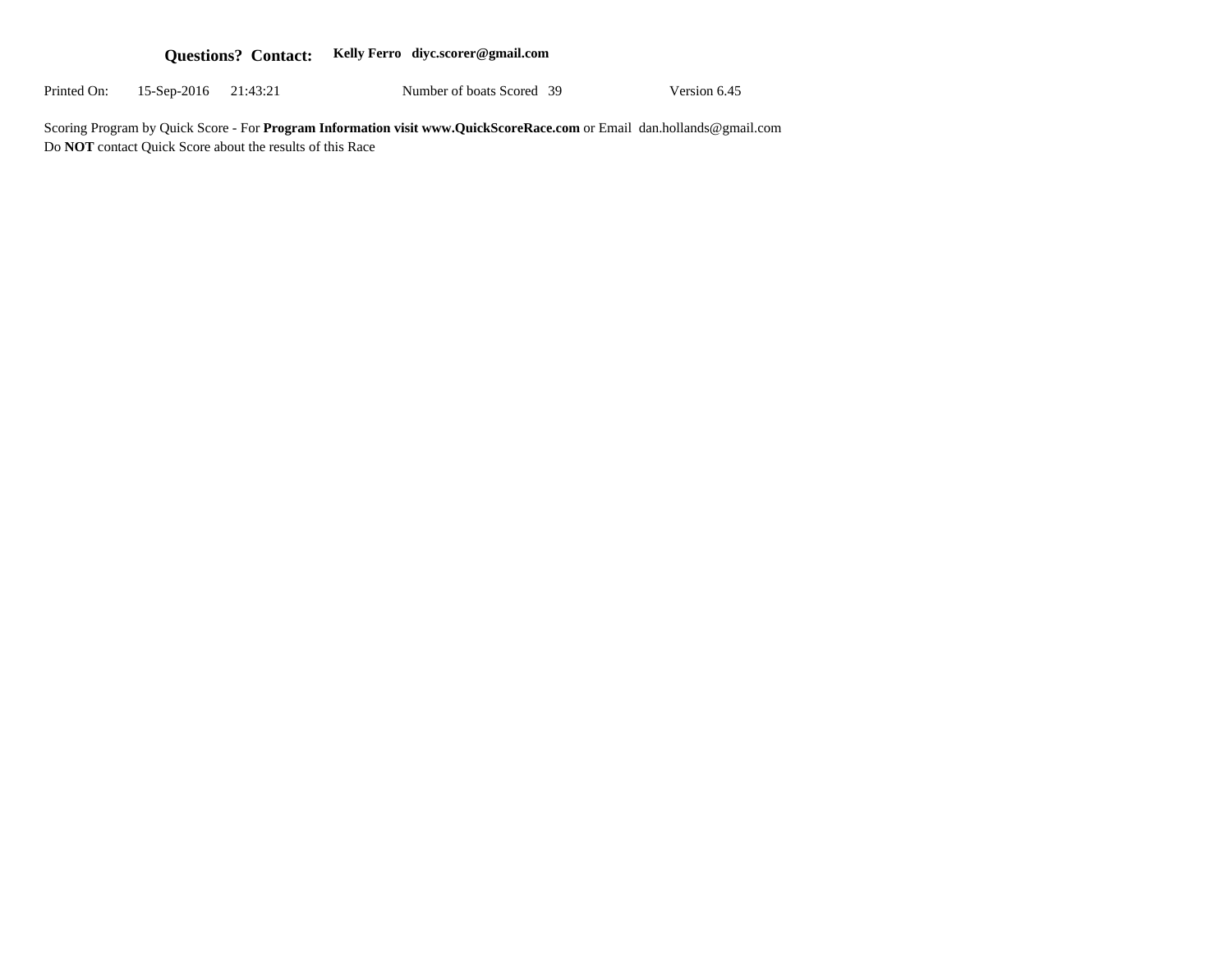**Questions? Contact:** **Kelly Ferro diyc.scorer@gmail.com**

Printed On: 15-Sep-2016 21:43:21 Number of boats Scored 39 Version 6.45

Scoring Program by Quick Score - For **Program Information visit www.QuickScoreRace.com** or Email dan.hollands@gmail.com
Do **NOT** contact Quick Score about the results of this Race